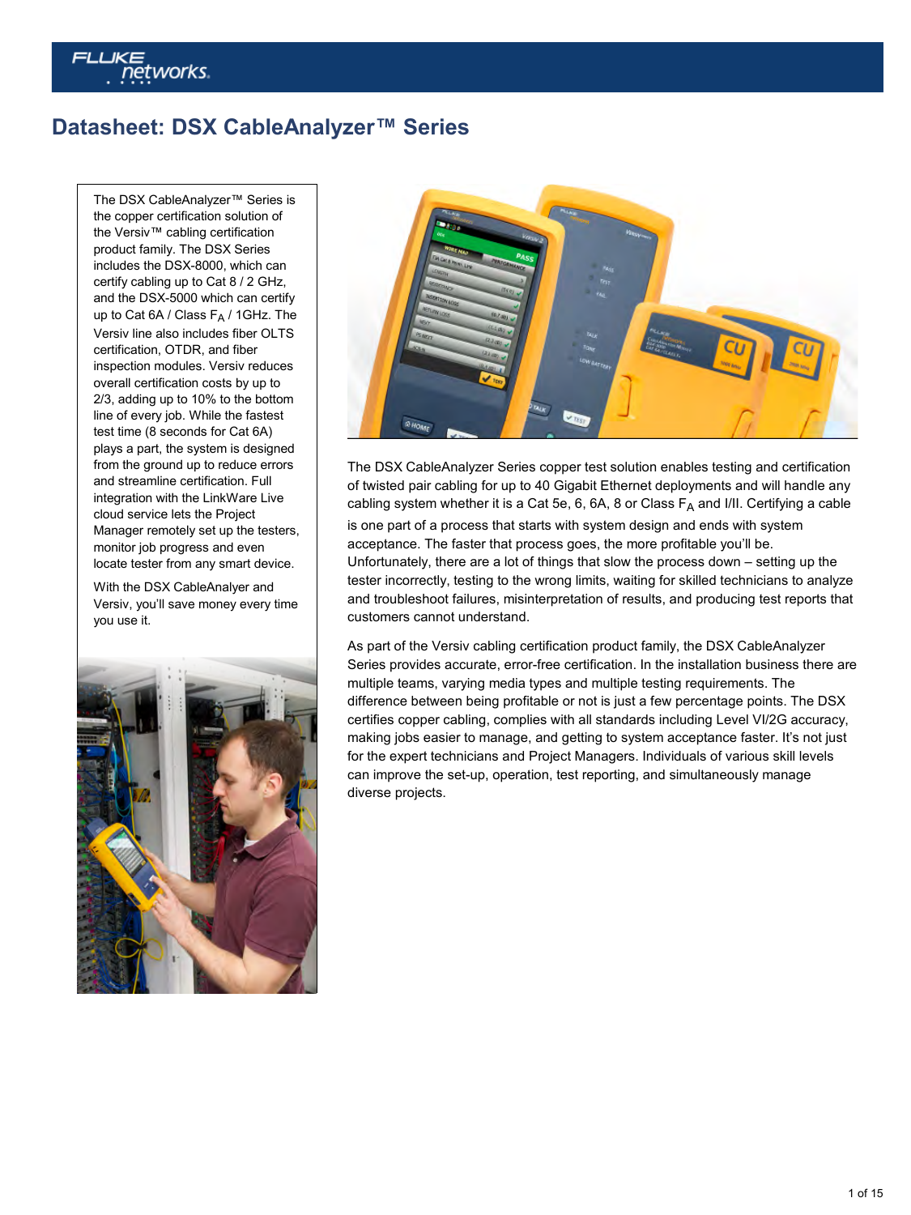# Datasheet: DSX CableAnalyzer™ Series

The DSX CableAnalyzer™ Series is the copper certification solution of the Versiv™ cabling certification product family. The DSX Series includes the DSX-8000, which can certify cabling up to Cat 8 / 2 GHz, and the DSX-5000 which can certify up to Cat 6A / Class $F_A$ / 1GHz. The Versiv line also includes fiber OLTS certification, OTDR, and fiber inspection modules. Versiv reduces overall certification costs by up to 2/3, adding up to 10% to the bottom line of every job. While the fastest test time (8 seconds for Cat 6A) plays a part, the system is designed from the ground up to reduce errors and streamline certification. Full integration with the LinkWare Live cloud service lets the Project Manager remotely set up the testers, monitor job progress and even locate tester from any smart device.

With the DSX CableAnalyer and Versiv, you'll save money every time you use it.

The DSX CableAnalyzer Series copper test solution enables testing and certification of twisted pair cabling for up to 40 Gigabit Ethernet deployments and will handle any cabling system whether it is a Cat 5e, 6, 6A, 8 or Class $F_A$ and I/II. Certifying a cable is one part of a process that starts with system design and ends with system acceptance. The faster that process goes, the more profitable you'll be. Unfortunately, there are a lot of things that slow the process down – setting up the tester incorrectly, testing to the wrong limits, waiting for skilled technicians to analyze and troubleshoot failures, misinterpretation of results, and producing test reports that customers cannot understand.

As part of the Versiv cabling certification product family, the DSX CableAnalyzer Series provides accurate, error-free certification. In the installation business there are multiple teams, varying media types and multiple testing requirements. The difference between being profitable or not is just a few percentage points. The DSX certifies copper cabling, complies with all standards including Level VI/2G accuracy, making jobs easier to manage, and getting to system acceptance faster. It's not just for the expert technicians and Project Managers. Individuals of various skill levels can improve the set-up, operation, test reporting, and simultaneously manage diverse projects.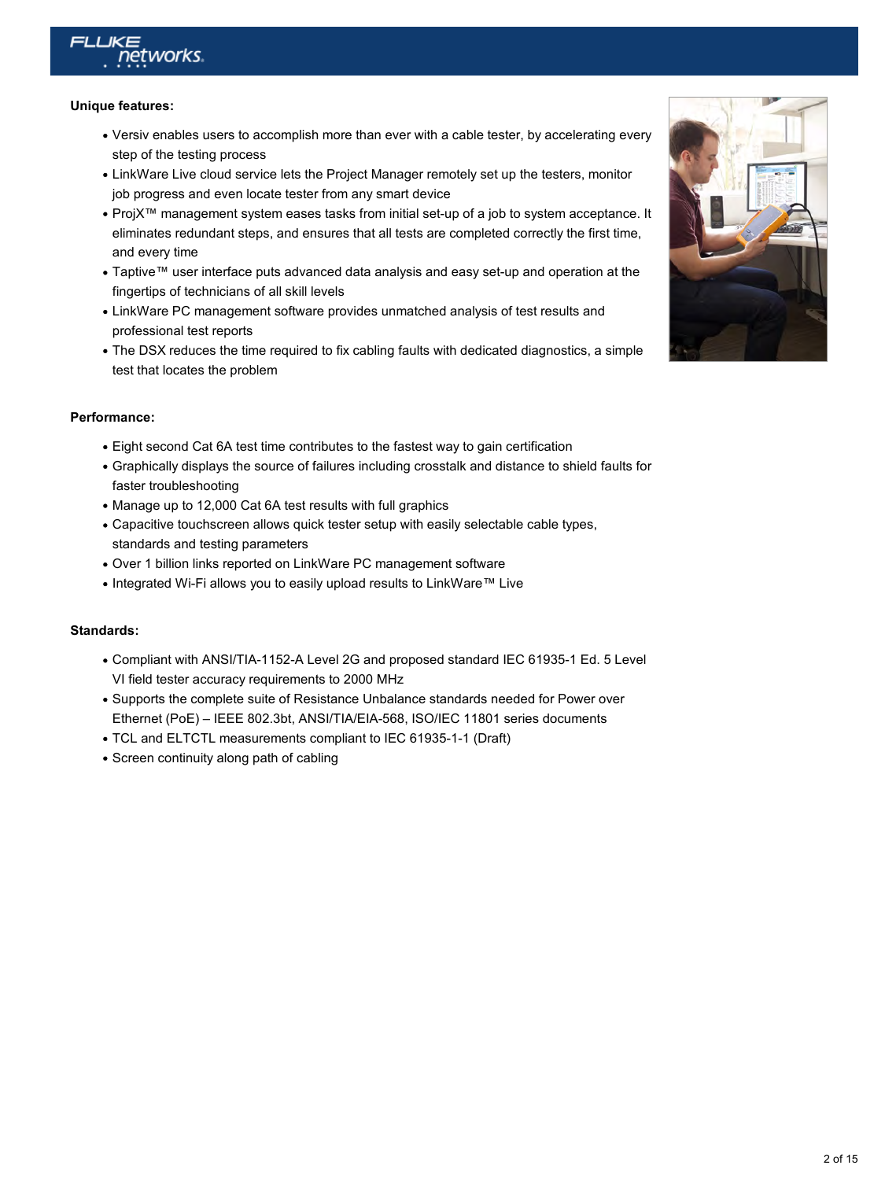**Unique features:**

- Versiv enables users to accomplish more than ever with a cable tester, by accelerating every step of the testing process
- LinkWare Live cloud service lets the Project Manager remotely set up the testers, monitor job progress and even locate tester from any smart device
- ProjX™ management system eases tasks from initial set-up of a job to system acceptance. It eliminates redundant steps, and ensures that all tests are completed correctly the first time, and every time
- Taptive™ user interface puts advanced data analysis and easy set-up and operation at the fingertips of technicians of all skill levels
- LinkWare PC management software provides unmatched analysis of test results and professional test reports
- The DSX reduces the time required to fix cabling faults with dedicated diagnostics, a simple test that locates the problem

**Performance:**

- Eight second Cat 6A test time contributes to the fastest way to gain certification
- Graphically displays the source of failures including crosstalk and distance to shield faults for faster troubleshooting
- Manage up to 12,000 Cat 6A test results with full graphics
- Capacitive touchscreen allows quick tester setup with easily selectable cable types, standards and testing parameters
- Over 1 billion links reported on LinkWare PC management software
- Integrated Wi-Fi allows you to easily upload results to LinkWare™ Live

**Standards:**

- Compliant with ANSI/TIA-1152-A Level 2G and proposed standard IEC 61935-1 Ed. 5 Level VI field tester accuracy requirements to 2000 MHz
- Supports the complete suite of Resistance Unbalance standards needed for Power over Ethernet (PoE) – IEEE 802.3bt, ANSI/TIA/EIA-568, ISO/IEC 11801 series documents
- TCL and ELTCTL measurements compliant to IEC 61935-1-1 (Draft)
- Screen continuity along path of cabling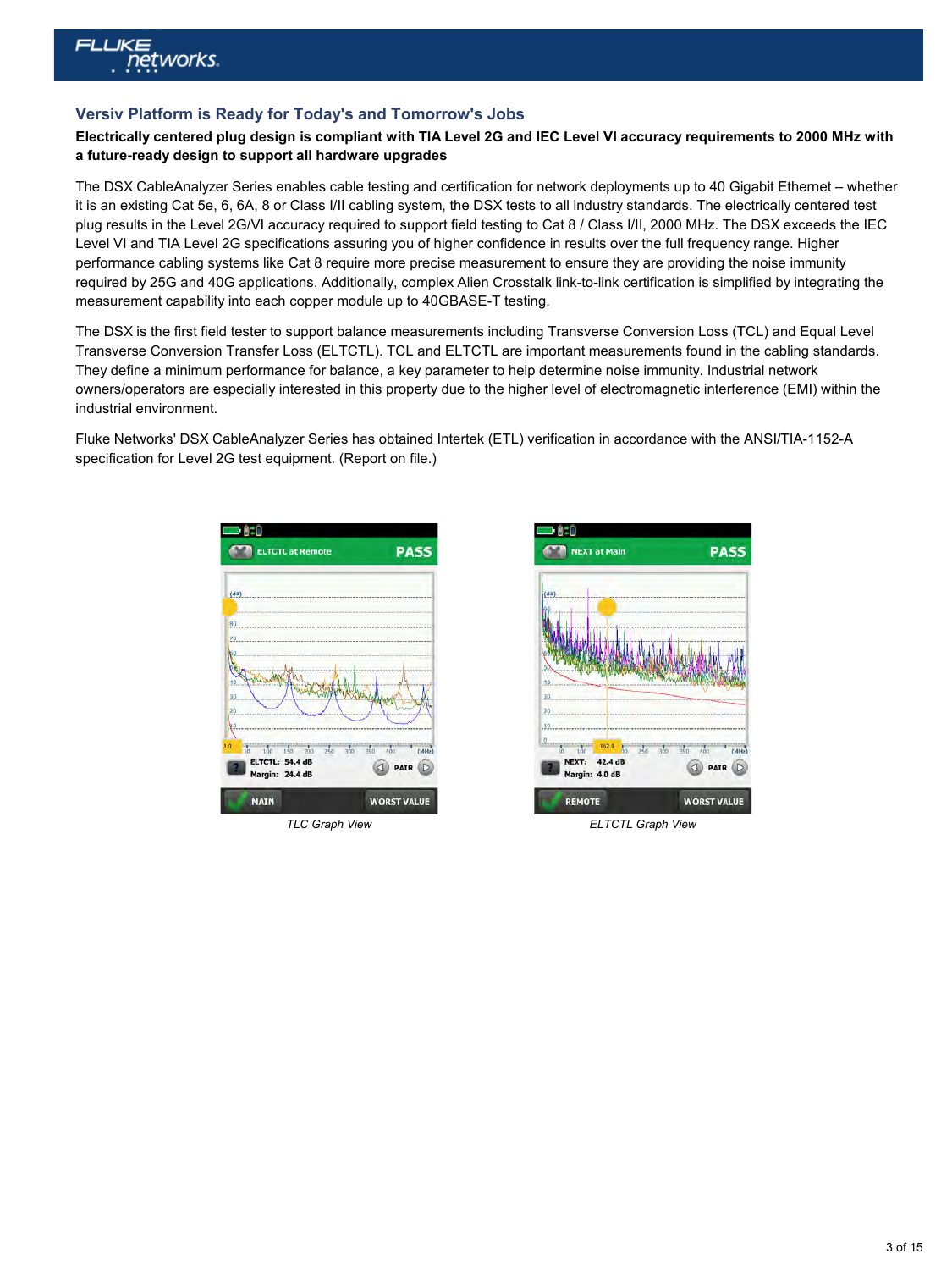## Versiv Platform is Ready for Today's and Tomorrow's Jobs

**Electrically centered plug design is compliant with TIA Level 2G and IEC Level VI accuracy requirements to 2000 MHz with a future-ready design to support all hardware upgrades**

The DSX CableAnalyzer Series enables cable testing and certification for network deployments up to 40 Gigabit Ethernet – whether it is an existing Cat 5e, 6, 6A, 8 or Class I/II cabling system, the DSX tests to all industry standards. The electrically centered test plug results in the Level 2G/VI accuracy required to support field testing to Cat 8 / Class I/II, 2000 MHz. The DSX exceeds the IEC Level VI and TIA Level 2G specifications assuring you of higher confidence in results over the full frequency range. Higher performance cabling systems like Cat 8 require more precise measurement to ensure they are providing the noise immunity required by 25G and 40G applications. Additionally, complex Alien Crosstalk link-to-link certification is simplified by integrating the measurement capability into each copper module up to 40GBASE-T testing.

The DSX is the first field tester to support balance measurements including Transverse Conversion Loss (TCL) and Equal Level Transverse Conversion Transfer Loss (ELTCTL). TCL and ELTCTL are important measurements found in the cabling standards. They define a minimum performance for balance, a key parameter to help determine noise immunity. Industrial network owners/operators are especially interested in this property due to the higher level of electromagnetic interference (EMI) within the industrial environment.

Fluke Networks' DSX CableAnalyzer Series has obtained Intertek (ETL) verification in accordance with the ANSI/TIA-1152-A specification for Level 2G test equipment. (Report on file.)

*TLC Graph View*

*ELTCTL Graph View*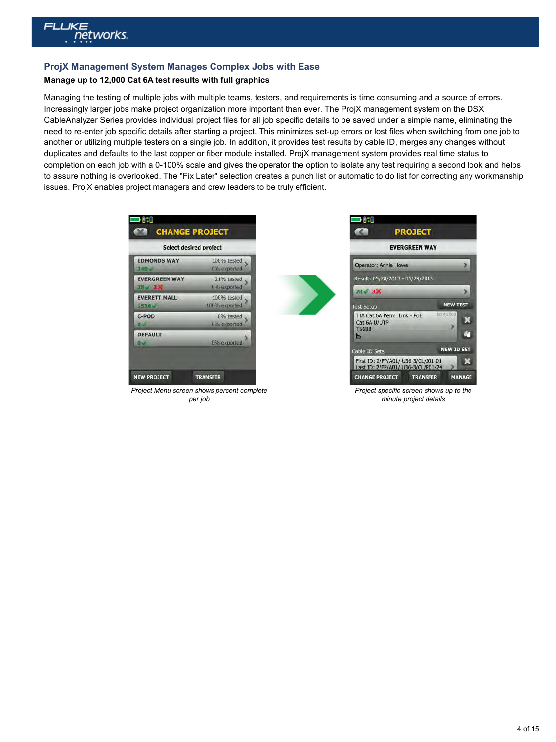## ProjX Management System Manages Complex Jobs with Ease

**Manage up to 12,000 Cat 6A test results with full graphics**

Managing the testing of multiple jobs with multiple teams, testers, and requirements is time consuming and a source of errors. Increasingly larger jobs make project organization more important than ever. The ProjX management system on the DSX CableAnalyzer Series provides individual project files for all job specific details to be saved under a simple name, eliminating the need to re-enter job specific details after starting a project. This minimizes set-up errors or lost files when switching from one job to another or utilizing multiple testers on a single job. In addition, it provides test results by cable ID, merges any changes without duplicates and defaults to the last copper or fiber module installed. ProjX management system provides real time status to completion on each job with a 0-100% scale and gives the operator the option to isolate any test requiring a second look and helps to assure nothing is overlooked. The "Fix Later" selection creates a punch list or automatic to do list for correcting any workmanship issues. ProjX enables project managers and crew leaders to be truly efficient.

*Project Menu screen shows percent complete per job*

*Project specific screen shows up to the minute project details*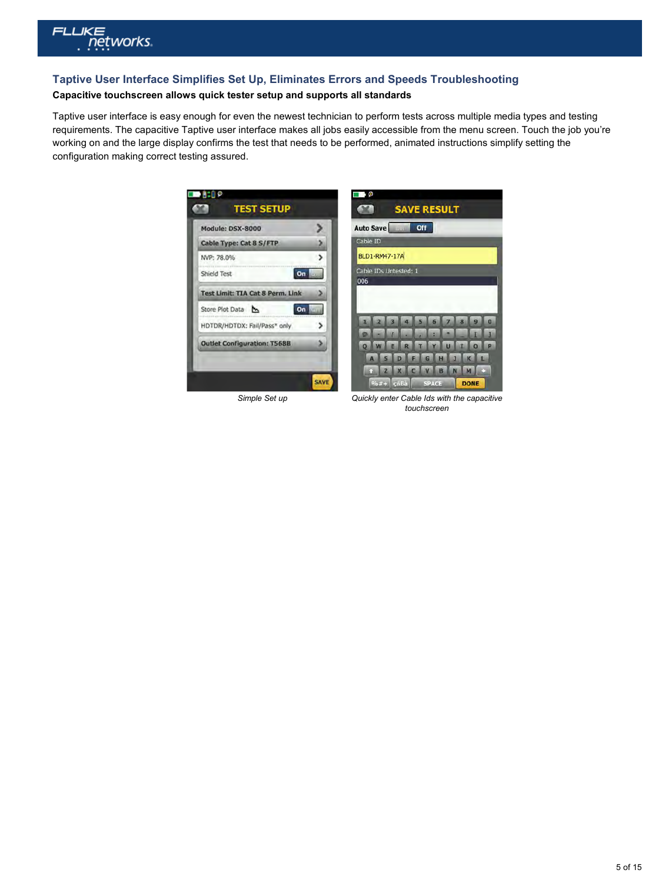## Taptive User Interface Simplifies Set Up, Eliminates Errors and Speeds Troubleshooting

**Capacitive touchscreen allows quick tester setup and supports all standards**

Taptive user interface is easy enough for even the newest technician to perform tests across multiple media types and testing requirements. The capacitive Taptive user interface makes all jobs easily accessible from the menu screen. Touch the job you're working on and the large display confirms the test that needs to be performed, animated instructions simplify setting the configuration making correct testing assured.

*Simple Set up*

*Quickly enter Cable Ids with the capacitive touchscreen*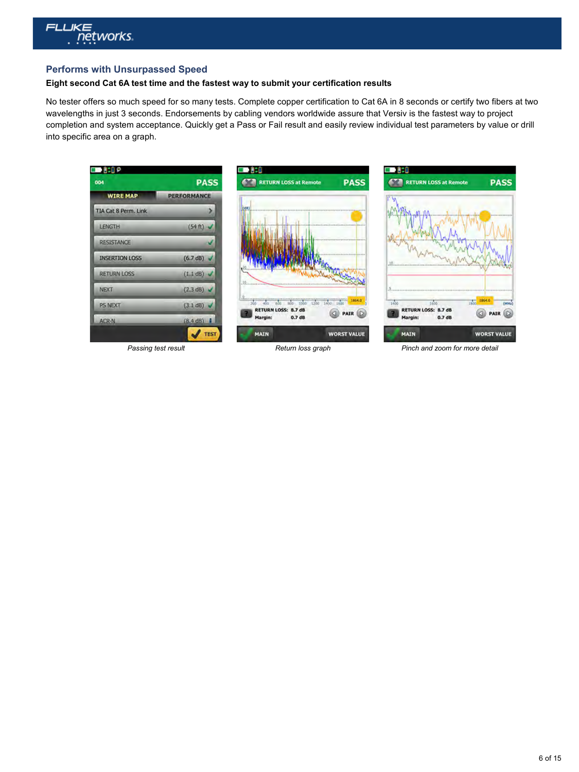## Performs with Unsurpassed Speed

**Eight second Cat 6A test time and the fastest way to submit your certification results**

No tester offers so much speed for so many tests. Complete copper certification to Cat 6A in 8 seconds or certify two fibers at two wavelengths in just 3 seconds. Endorsements by cabling vendors worldwide assure that Versiv is the fastest way to project completion and system acceptance. Quickly get a Pass or Fail result and easily review individual test parameters by value or drill into specific area on a graph.

*Passing test result*

*Return loss graph*

*Pinch and zoom for more detail*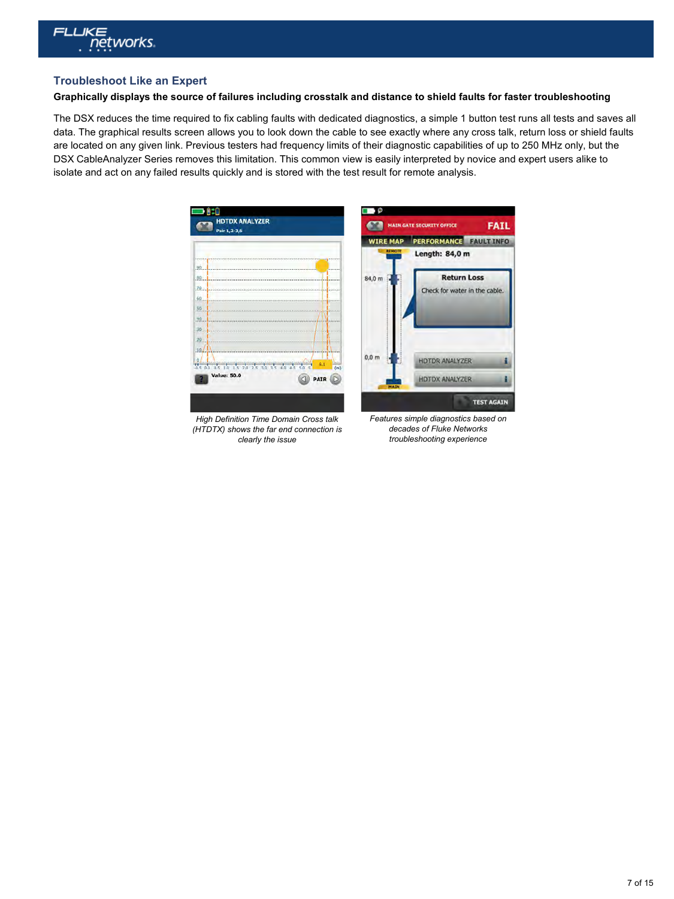## Troubleshoot Like an Expert

**Graphically displays the source of failures including crosstalk and distance to shield faults for faster troubleshooting**

The DSX reduces the time required to fix cabling faults with dedicated diagnostics, a simple 1 button test runs all tests and saves all data. The graphical results screen allows you to look down the cable to see exactly where any cross talk, return loss or shield faults are located on any given link. Previous testers had frequency limits of their diagnostic capabilities of up to 250 MHz only, but the DSX CableAnalyzer Series removes this limitation. This common view is easily interpreted by novice and expert users alike to isolate and act on any failed results quickly and is stored with the test result for remote analysis.

*High Definition Time Domain Cross talk (HTDTX) shows the far end connection is clearly the issue*

*Features simple diagnostics based on decades of Fluke Networks troubleshooting experience*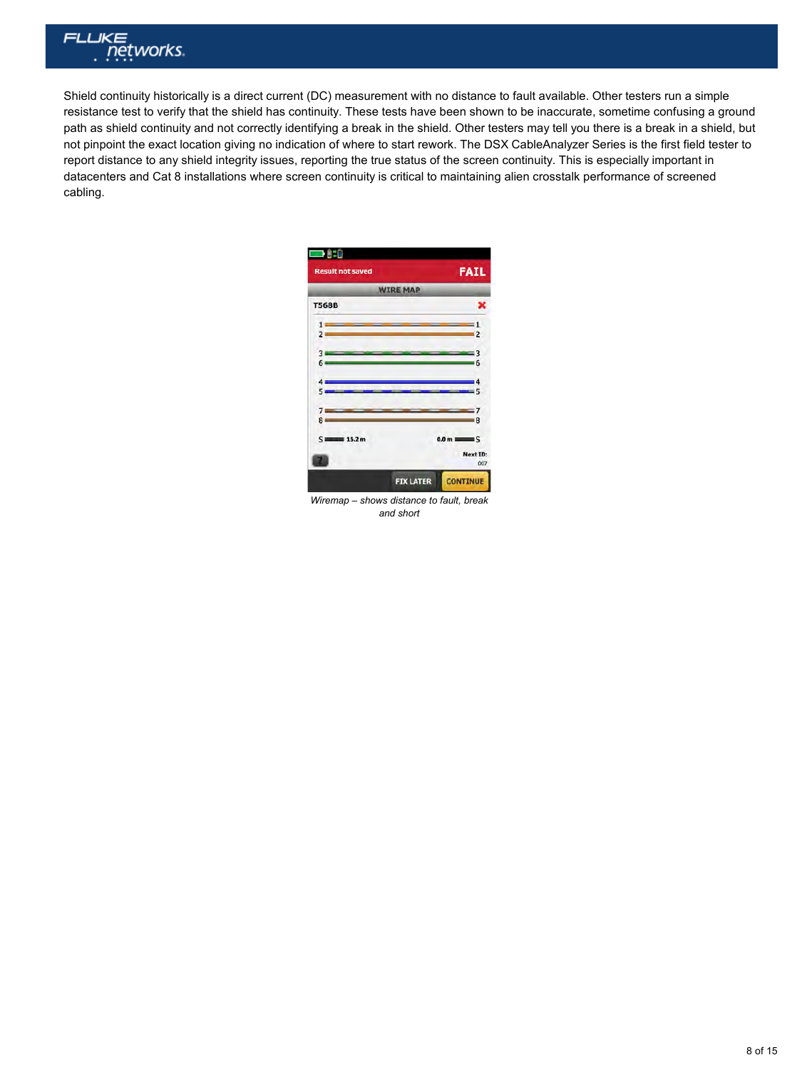Shield continuity historically is a direct current (DC) measurement with no distance to fault available. Other testers run a simple resistance test to verify that the shield has continuity. These tests have been shown to be inaccurate, sometime confusing a ground path as shield continuity and not correctly identifying a break in the shield. Other testers may tell you there is a break in a shield, but not pinpoint the exact location giving no indication of where to start rework. The DSX CableAnalyzer Series is the first field tester to report distance to any shield integrity issues, reporting the true status of the screen continuity. This is especially important in datacenters and Cat 8 installations where screen continuity is critical to maintaining alien crosstalk performance of screened cabling.

*Wiremap – shows distance to fault, break and short*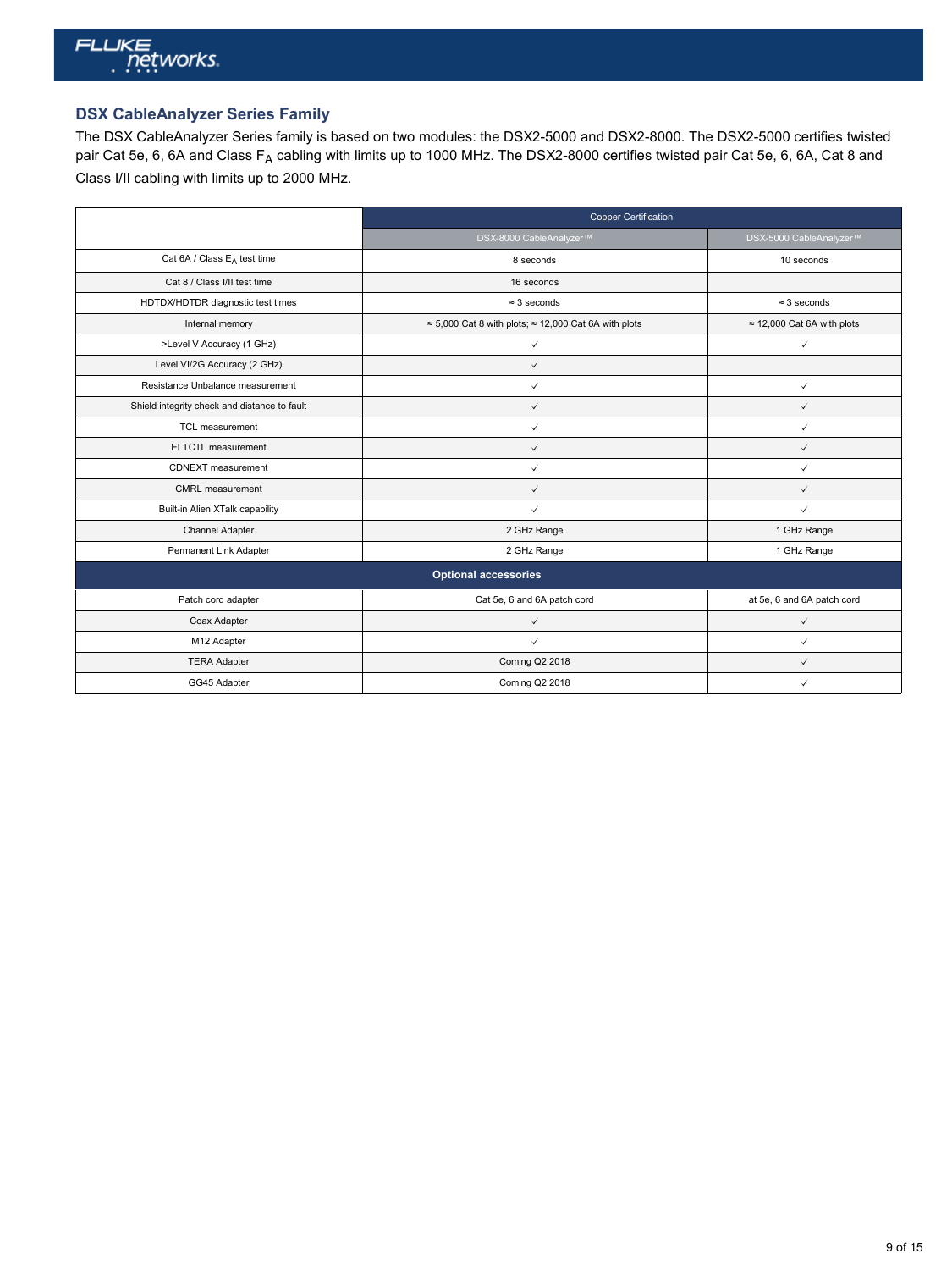## DSX CableAnalyzer Series Family

The DSX CableAnalyzer Series family is based on two modules: the DSX2-5000 and DSX2-8000. The DSX2-5000 certifies twisted pair Cat 5e, 6, 6A and Class $F_A$ cabling with limits up to 1000 MHz. The DSX2-8000 certifies twisted pair Cat 5e, 6, 6A, Cat 8 and Class I/II cabling with limits up to 2000 MHz.

| | Copper Certification | |
|---|---|---|
| | DSX-8000 CableAnalyzer™ | DSX-5000 CableAnalyzer™ |
| Cat 6A / Class $E_A$ test time | 8 seconds | 10 seconds |
| Cat 8 / Class I/II test time | 16 seconds | |
| HDTDX/HDTDR diagnostic test times | ≈ 3 seconds | ≈ 3 seconds |
| Internal memory | ≈ 5,000 Cat 8 with plots; ≈ 12,000 Cat 6A with plots | ≈ 12,000 Cat 6A with plots |
| >Level V Accuracy (1 GHz) | ✓ | ✓ |
| Level VI/2G Accuracy (2 GHz) | ✓ | |
| Resistance Unbalance measurement | ✓ | ✓ |
| Shield integrity check and distance to fault | ✓ | ✓ |
| TCL measurement | ✓ | ✓ |
| ELTCTL measurement | ✓ | ✓ |
| CDNEXT measurement | ✓ | ✓ |
| CMRL measurement | ✓ | ✓ |
| Built-in Alien XTalk capability | ✓ | ✓ |
| Channel Adapter | 2 GHz Range | 1 GHz Range |
| Permanent Link Adapter | 2 GHz Range | 1 GHz Range |
| **Optional accessories** | | |
| Patch cord adapter | Cat 5e, 6 and 6A patch cord | at 5e, 6 and 6A patch cord |
| Coax Adapter | ✓ | ✓ |
| M12 Adapter | ✓ | ✓ |
| TERA Adapter | Coming Q2 2018 | ✓ |
| GG45 Adapter | Coming Q2 2018 | ✓ |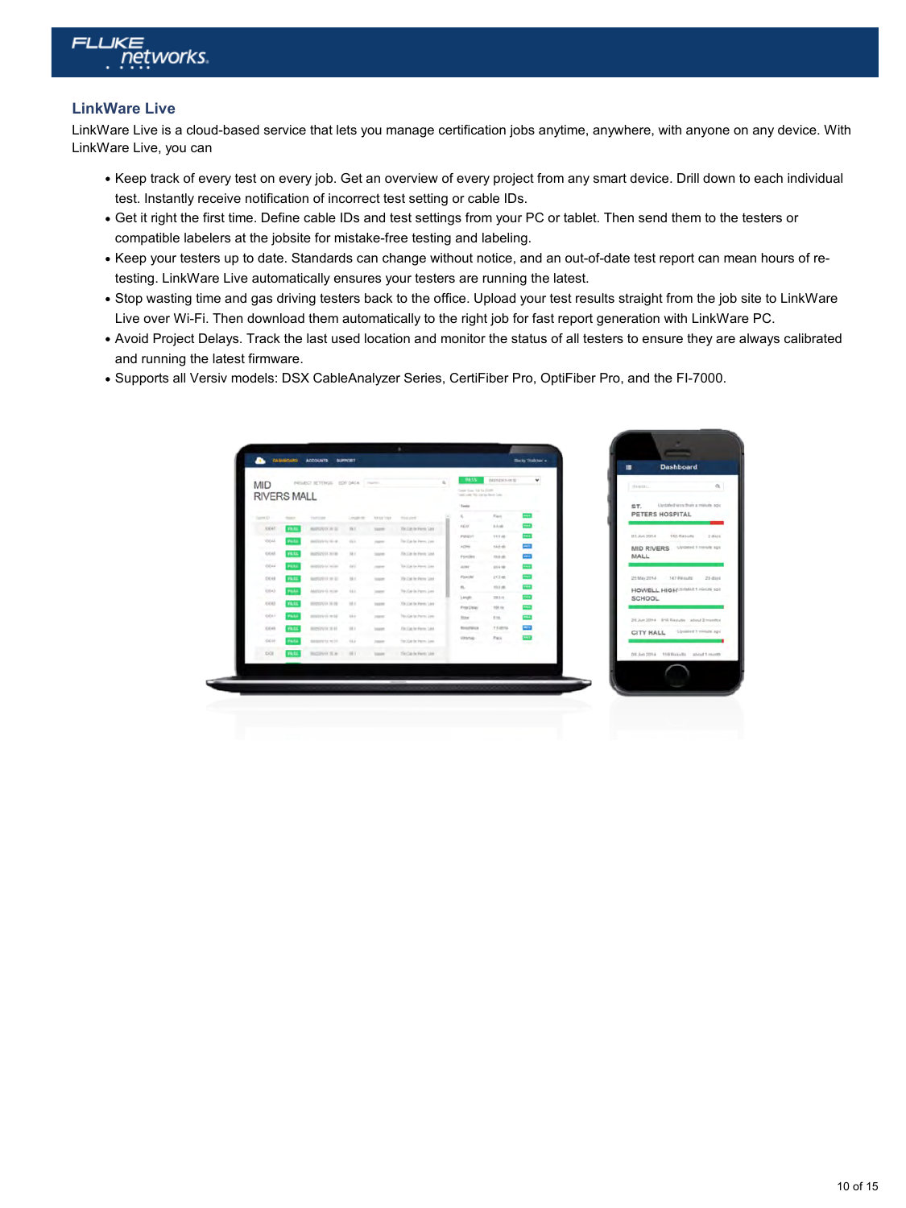## LinkWare Live

LinkWare Live is a cloud-based service that lets you manage certification jobs anytime, anywhere, with anyone on any device. With LinkWare Live, you can

- Keep track of every test on every job. Get an overview of every project from any smart device. Drill down to each individual test. Instantly receive notification of incorrect test setting or cable IDs.
- Get it right the first time. Define cable IDs and test settings from your PC or tablet. Then send them to the testers or compatible labelers at the jobsite for mistake-free testing and labeling.
- Keep your testers up to date. Standards can change without notice, and an out-of-date test report can mean hours of re-testing. LinkWare Live automatically ensures your testers are running the latest.
- Stop wasting time and gas driving testers back to the office. Upload your test results straight from the job site to LinkWare Live over Wi-Fi. Then download them automatically to the right job for fast report generation with LinkWare PC.
- Avoid Project Delays. Track the last used location and monitor the status of all testers to ensure they are always calibrated and running the latest firmware.
- Supports all Versiv models: DSX CableAnalyzer Series, CertiFiber Pro, OptiFiber Pro, and the FI-7000.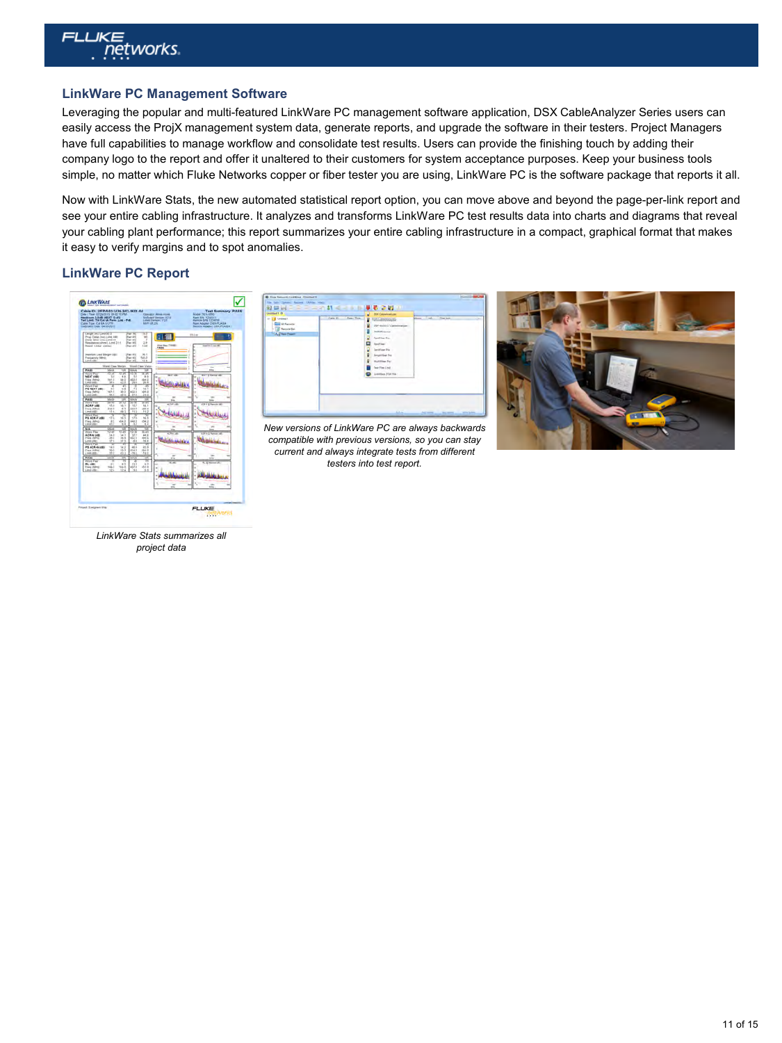## LinkWare PC Management Software

Leveraging the popular and multi-featured LinkWare PC management software application, DSX CableAnalyzer Series users can easily access the ProjX management system data, generate reports, and upgrade the software in their testers. Project Managers have full capabilities to manage workflow and consolidate test results. Users can provide the finishing touch by adding their company logo to the report and offer it unaltered to their customers for system acceptance purposes. Keep your business tools simple, no matter which Fluke Networks copper or fiber tester you are using, LinkWare PC is the software package that reports it all.

Now with LinkWare Stats, the new automated statistical report option, you can move above and beyond the page-per-link report and see your entire cabling infrastructure. It analyzes and transforms LinkWare PC test results data into charts and diagrams that reveal your cabling plant performance; this report summarizes your entire cabling infrastructure in a compact, graphical format that makes it easy to verify margins and to spot anomalies.

## LinkWare PC Report

*LinkWare Stats summarizes all project data*

*New versions of LinkWare PC are always backwards compatible with previous versions, so you can stay current and always integrate tests from different testers into test report.*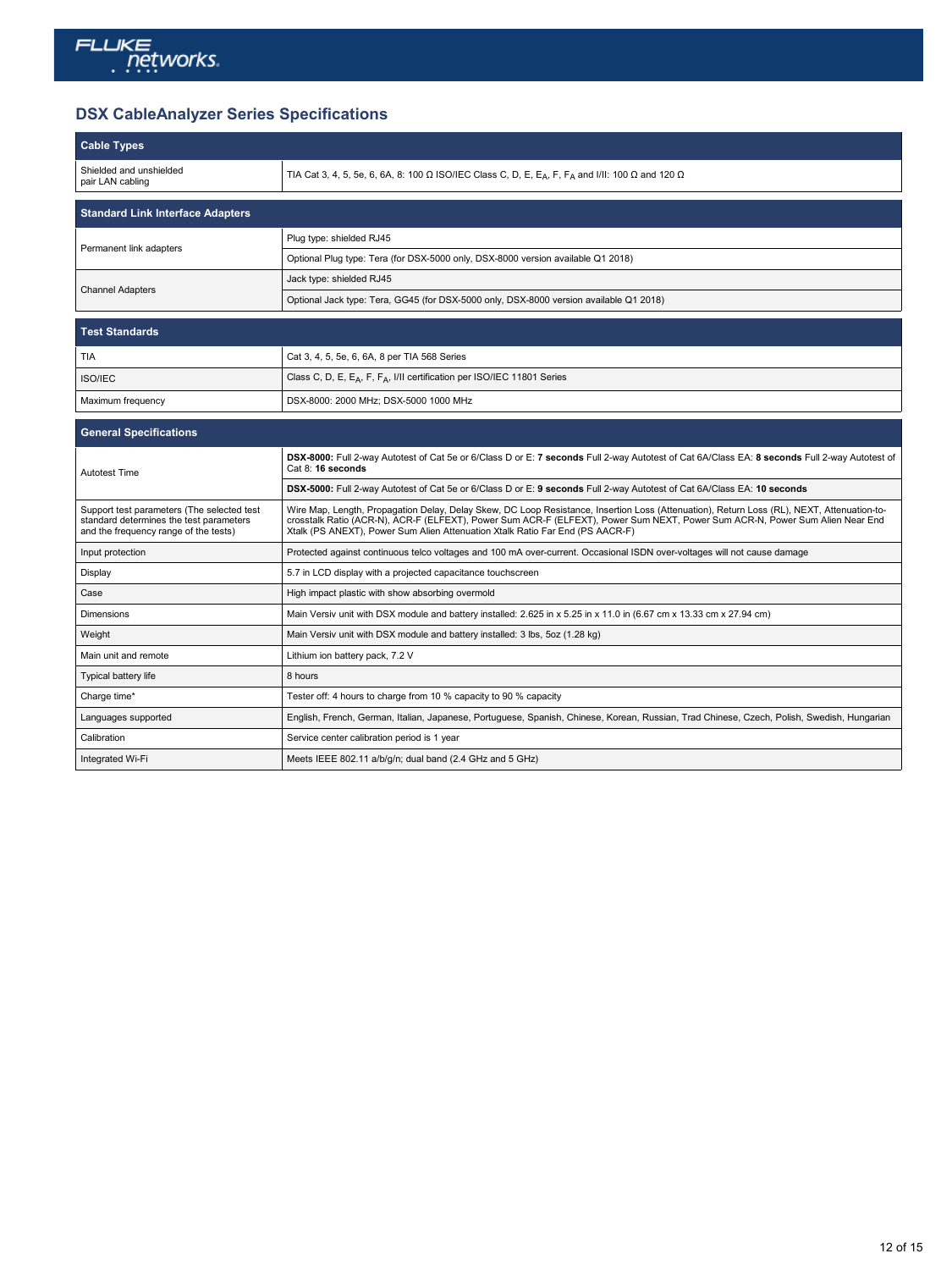## DSX CableAnalyzer Series Specifications

| Cable Types | |
|---|---|
| Shielded and unshielded pair LAN cabling | TIA Cat 3, 4, 5, 5e, 6, 6A, 8: 100 Ω ISO/IEC Class C, D, E, $E_A$, F, $F_A$ and I/II: 100 Ω and 120 Ω |

| Standard Link Interface Adapters | |
|---|---|
| Permanent link adapters | Plug type: shielded RJ45 |
| | Optional Plug type: Tera (for DSX-5000 only, DSX-8000 version available Q1 2018) |
| Channel Adapters | Jack type: shielded RJ45 |
| | Optional Jack type: Tera, GG45 (for DSX-5000 only, DSX-8000 version available Q1 2018) |

| Test Standards | |
|---|---|
| TIA | Cat 3, 4, 5, 5e, 6, 6A, 8 per TIA 568 Series |
| ISO/IEC | Class C, D, E, $E_A$, F, $F_A$, I/II certification per ISO/IEC 11801 Series |
| Maximum frequency | DSX-8000: 2000 MHz; DSX-5000 1000 MHz |

| General Specifications | |
|---|---|
| Autotest Time | **DSX-8000:** Full 2-way Autotest of Cat 5e or 6/Class D or E: **7 seconds** Full 2-way Autotest of Cat 6A/Class EA: **8 seconds** Full 2-way Autotest of Cat 8: **16 seconds** |
| | **DSX-5000:** Full 2-way Autotest of Cat 5e or 6/Class D or E: **9 seconds** Full 2-way Autotest of Cat 6A/Class EA: **10 seconds** |
| Support test parameters (The selected test standard determines the test parameters and the frequency range of the tests) | Wire Map, Length, Propagation Delay, Delay Skew, DC Loop Resistance, Insertion Loss (Attenuation), Return Loss (RL), NEXT, Attenuation-to-crosstalk Ratio (ACR-N), ACR-F (ELFEXT), Power Sum ACR-F (ELFEXT), Power Sum NEXT, Power Sum ACR-N, Power Sum Alien Near End Xtalk (PS ANEXT), Power Sum Alien Attenuation Xtalk Ratio Far End (PS AACR-F) |
| Input protection | Protected against continuous telco voltages and 100 mA over-current. Occasional ISDN over-voltages will not cause damage |
| Display | 5.7 in LCD display with a projected capacitance touchscreen |
| Case | High impact plastic with show absorbing overmold |
| Dimensions | Main Versiv unit with DSX module and battery installed: 2.625 in x 5.25 in x 11.0 in (6.67 cm x 13.33 cm x 27.94 cm) |
| Weight | Main Versiv unit with DSX module and battery installed: 3 lbs, 5oz (1.28 kg) |
| Main unit and remote | Lithium ion battery pack, 7.2 V |
| Typical battery life | 8 hours |
| Charge time* | Tester off: 4 hours to charge from 10 % capacity to 90 % capacity |
| Languages supported | English, French, German, Italian, Japanese, Portuguese, Spanish, Chinese, Korean, Russian, Trad Chinese, Czech, Polish, Swedish, Hungarian |
| Calibration | Service center calibration period is 1 year |
| Integrated Wi-Fi | Meets IEEE 802.11 a/b/g/n; dual band (2.4 GHz and 5 GHz) |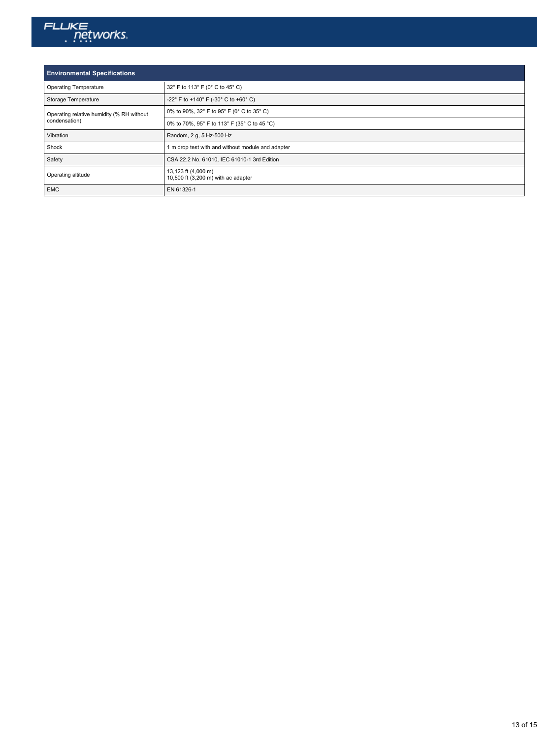| Environmental Specifications | |
|---|---|
| Operating Temperature | 32° F to 113° F (0° C to 45° C) |
| Storage Temperature | -22° F to +140° F (-30° C to +60° C) |
| Operating relative humidity (% RH without condensation) | 0% to 90%, 32° F to 95° F (0° C to 35° C) |
| | 0% to 70%, 95° F to 113° F (35° C to 45 °C) |
| Vibration | Random, 2 g, 5 Hz-500 Hz |
| Shock | 1 m drop test with and without module and adapter |
| Safety | CSA 22.2 No. 61010, IEC 61010-1 3rd Edition |
| Operating altitude | 13,123 ft (4,000 m)<br>10,500 ft (3,200 m) with ac adapter |
| EMC | EN 61326-1 |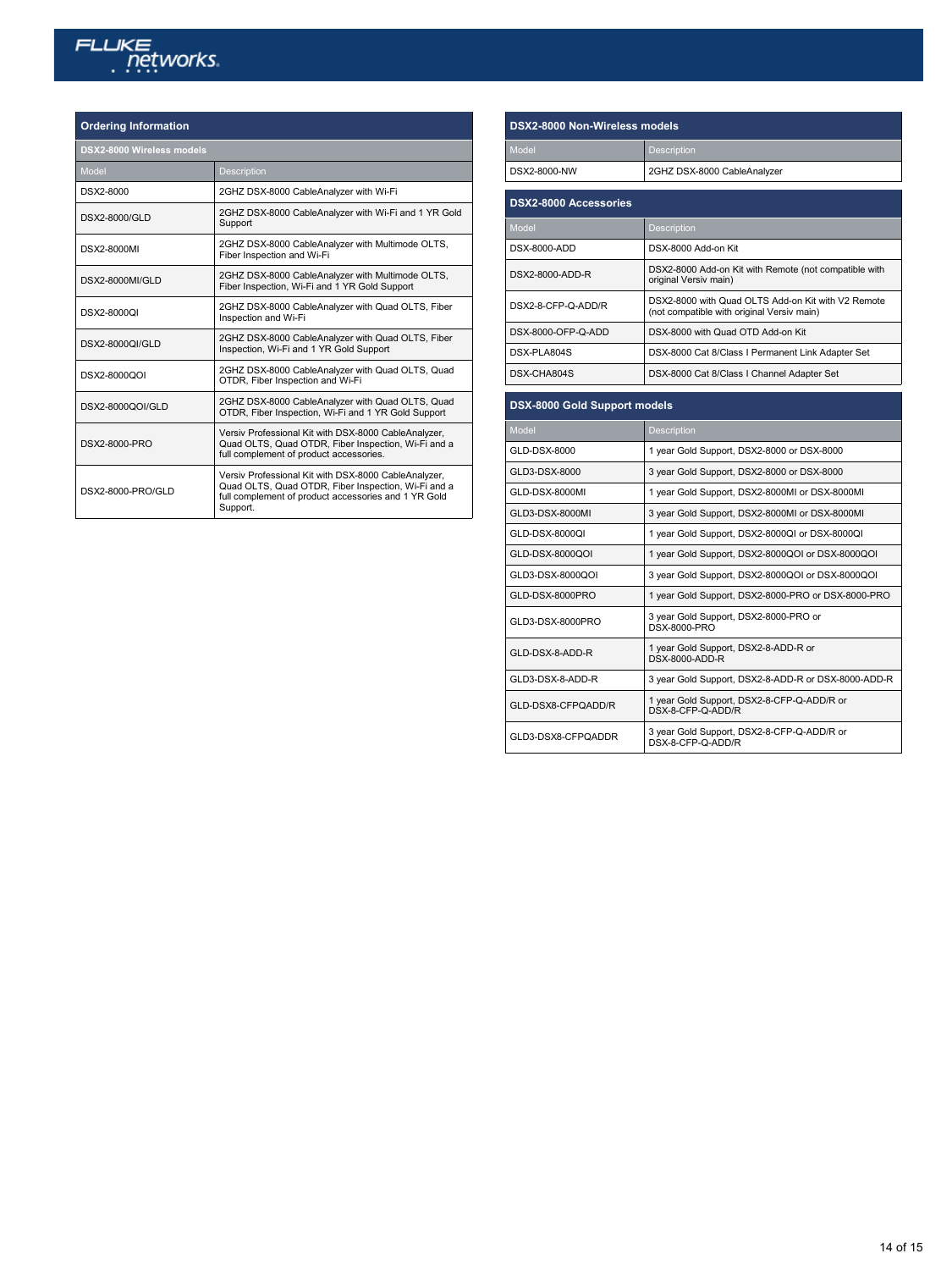## Ordering Information

### DSX2-8000 Wireless models

| Model | Description |
|---|---|
| DSX2-8000 | 2GHZ DSX-8000 CableAnalyzer with Wi-Fi |
| DSX2-8000/GLD | 2GHZ DSX-8000 CableAnalyzer with Wi-Fi and 1 YR Gold Support |
| DSX2-8000MI | 2GHZ DSX-8000 CableAnalyzer with Multimode OLTS, Fiber Inspection and Wi-Fi |
| DSX2-8000MI/GLD | 2GHZ DSX-8000 CableAnalyzer with Multimode OLTS, Fiber Inspection, Wi-Fi and 1 YR Gold Support |
| DSX2-8000QI | 2GHZ DSX-8000 CableAnalyzer with Quad OLTS, Fiber Inspection and Wi-Fi |
| DSX2-8000QI/GLD | 2GHZ DSX-8000 CableAnalyzer with Quad OLTS, Fiber Inspection, Wi-Fi and 1 YR Gold Support |
| DSX2-8000QOI | 2GHZ DSX-8000 CableAnalyzer with Quad OLTS, Quad OTDR, Fiber Inspection and Wi-Fi |
| DSX2-8000QOI/GLD | 2GHZ DSX-8000 CableAnalyzer with Quad OLTS, Quad OTDR, Fiber Inspection, Wi-Fi and 1 YR Gold Support |
| DSX2-8000-PRO | Versiv Professional Kit with DSX-8000 CableAnalyzer, Quad OLTS, Quad OTDR, Fiber Inspection, Wi-Fi and a full complement of product accessories. |
| DSX2-8000-PRO/GLD | Versiv Professional Kit with DSX-8000 CableAnalyzer, Quad OLTS, Quad OTDR, Fiber Inspection, Wi-Fi and a full complement of product accessories and 1 YR Gold Support. |

## DSX2-8000 Non-Wireless models

| Model | Description |
|---|---|
| DSX2-8000-NW | 2GHZ DSX-8000 CableAnalyzer |

## DSX2-8000 Accessories

| Model | Description |
|---|---|
| DSX-8000-ADD | DSX-8000 Add-on Kit |
| DSX2-8000-ADD-R | DSX2-8000 Add-on Kit with Remote (not compatible with original Versiv main) |
| DSX2-8-CFP-Q-ADD/R | DSX2-8000 with Quad OLTS Add-on Kit with V2 Remote (not compatible with original Versiv main) |
| DSX-8000-OFP-Q-ADD | DSX-8000 with Quad OTD Add-on Kit |
| DSX-PLA804S | DSX-8000 Cat 8/Class I Permanent Link Adapter Set |
| DSX-CHA804S | DSX-8000 Cat 8/Class I Channel Adapter Set |

## DSX-8000 Gold Support models

| Model | Description |
|---|---|
| GLD-DSX-8000 | 1 year Gold Support, DSX2-8000 or DSX-8000 |
| GLD3-DSX-8000 | 3 year Gold Support, DSX2-8000 or DSX-8000 |
| GLD-DSX-8000MI | 1 year Gold Support, DSX2-8000MI or DSX-8000MI |
| GLD3-DSX-8000MI | 3 year Gold Support, DSX2-8000MI or DSX-8000MI |
| GLD-DSX-8000QI | 1 year Gold Support, DSX2-8000QI or DSX-8000QI |
| GLD-DSX-8000QOI | 1 year Gold Support, DSX2-8000QOI or DSX-8000QOI |
| GLD3-DSX-8000QOI | 3 year Gold Support, DSX2-8000QOI or DSX-8000QOI |
| GLD-DSX-8000PRO | 1 year Gold Support, DSX2-8000-PRO or DSX-8000-PRO |
| GLD3-DSX-8000PRO | 3 year Gold Support, DSX2-8000-PRO or DSX-8000-PRO |
| GLD-DSX-8-ADD-R | 1 year Gold Support, DSX2-8-ADD-R or DSX-8000-ADD-R |
| GLD3-DSX-8-ADD-R | 3 year Gold Support, DSX2-8-ADD-R or DSX-8000-ADD-R |
| GLD-DSX8-CFPQADD/R | 1 year Gold Support, DSX2-8-CFP-Q-ADD/R or DSX-8-CFP-Q-ADD/R |
| GLD3-DSX8-CFPQADDR | 3 year Gold Support, DSX2-8-CFP-Q-ADD/R or DSX-8-CFP-Q-ADD/R |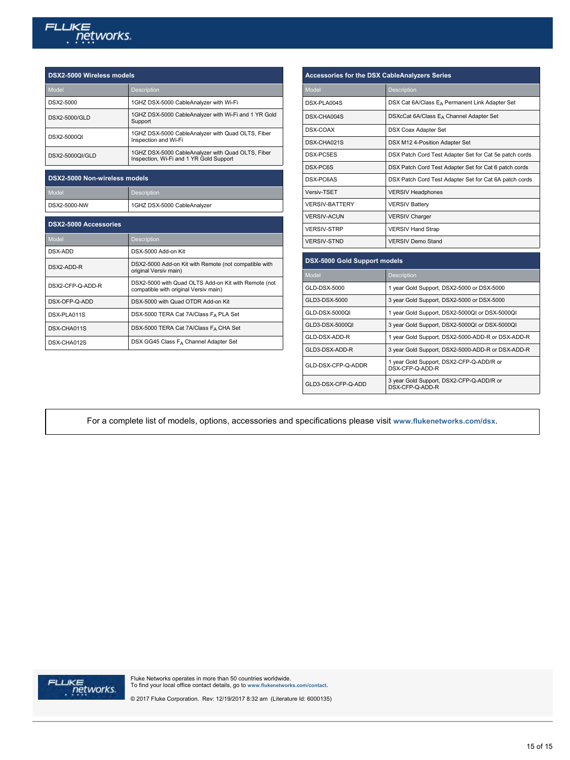## DSX2-5000 Wireless models

| Model | Description |
|---|---|
| DSX2-5000 | 1GHZ DSX-5000 CableAnalyzer with Wi-Fi |
| DSX2-5000/GLD | 1GHZ DSX-5000 CableAnalyzer with Wi-Fi and 1 YR Gold Support |
| DSX2-5000QI | 1GHZ DSX-5000 CableAnalyzer with Quad OLTS, Fiber Inspection and Wi-Fi |
| DSX2-5000QI/GLD | 1GHZ DSX-5000 CableAnalyzer with Quad OLTS, Fiber Inspection, Wi-Fi and 1 YR Gold Support |

## DSX2-5000 Non-wireless models

| Model | Description |
|---|---|
| DSX2-5000-NW | 1GHZ DSX-5000 CableAnalyzer |

## DSX2-5000 Accessories

| Model | Description |
|---|---|
| DSX-ADD | DSX-5000 Add-on Kit |
| DSX2-ADD-R | DSX2-5000 Add-on Kit with Remote (not compatible with original Versiv main) |
| DSX2-CFP-Q-ADD-R | DSX2-5000 with Quad OLTS Add-on Kit with Remote (not compatible with original Versiv main) |
| DSX-OFP-Q-ADD | DSX-5000 with Quad OTDR Add-on Kit |
| DSX-PLA011S | DSX-5000 TERA Cat 7A/Class $F_A$ PLA Set |
| DSX-CHA011S | DSX-5000 TERA Cat 7A/Class $F_A$ CHA Set |
| DSX-CHA012S | DSX GG45 Class $F_A$ Channel Adapter Set |

## Accessories for the DSX CableAnalyzers Series

| Model | Description |
|---|---|
| DSX-PLA004S | DSX Cat 6A/Class $E_A$ Permanent Link Adapter Set |
| DSX-CHA004S | DSXcCat 6A/Class $E_A$ Channel Adapter Set |
| DSX-COAX | DSX Coax Adapter Set |
| DSX-CHA021S | DSX M12 4-Position Adapter Set |
| DSX-PC5ES | DSX Patch Cord Test Adapter Set for Cat 5e patch cords |
| DSX-PC6S | DSX Patch Cord Test Adapter Set for Cat 6 patch cords |
| DSX-PC6AS | DSX Patch Cord Test Adapter Set for Cat 6A patch cords |
| Versiv-TSET | VERSIV Headphones |
| VERSIV-BATTERY | VERSIV Battery |
| VERSIV-ACUN | VERSIV Charger |
| VERSIV-STRP | VERSIV Hand Strap |
| VERSIV-STND | VERSIV Demo Stand |

## DSX-5000 Gold Support models

| Model | Description |
|---|---|
| GLD-DSX-5000 | 1 year Gold Support, DSX2-5000 or DSX-5000 |
| GLD3-DSX-5000 | 3 year Gold Support, DSX2-5000 or DSX-5000 |
| GLD-DSX-5000QI | 1 year Gold Support, DSX2-5000QI or DSX-5000QI |
| GLD3-DSX-5000QI | 3 year Gold Support, DSX2-5000QI or DSX-5000QI |
| GLD-DSX-ADD-R | 1 year Gold Support, DSX2-5000-ADD-R or DSX-ADD-R |
| GLD3-DSX-ADD-R | 3 year Gold Support, DSX2-5000-ADD-R or DSX-ADD-R |
| GLD-DSX-CFP-Q-ADDR | 1 year Gold Support, DSX2-CFP-Q-ADD/R or DSX-CFP-Q-ADD-R |
| GLD3-DSX-CFP-Q-ADD | 3 year Gold Support, DSX2-CFP-Q-ADD/R or DSX-CFP-Q-ADD-R |

For a complete list of models, options, accessories and specifications please visit **www.flukenetworks.com/dsx**.

Fluke Networks operates in more than 50 countries worldwide.
To find your local office contact details, go to **www.flukenetworks.com/contact**.

© 2017 Fluke Corporation. Rev: 12/19/2017 8:32 am (Literature Id: 6000135)